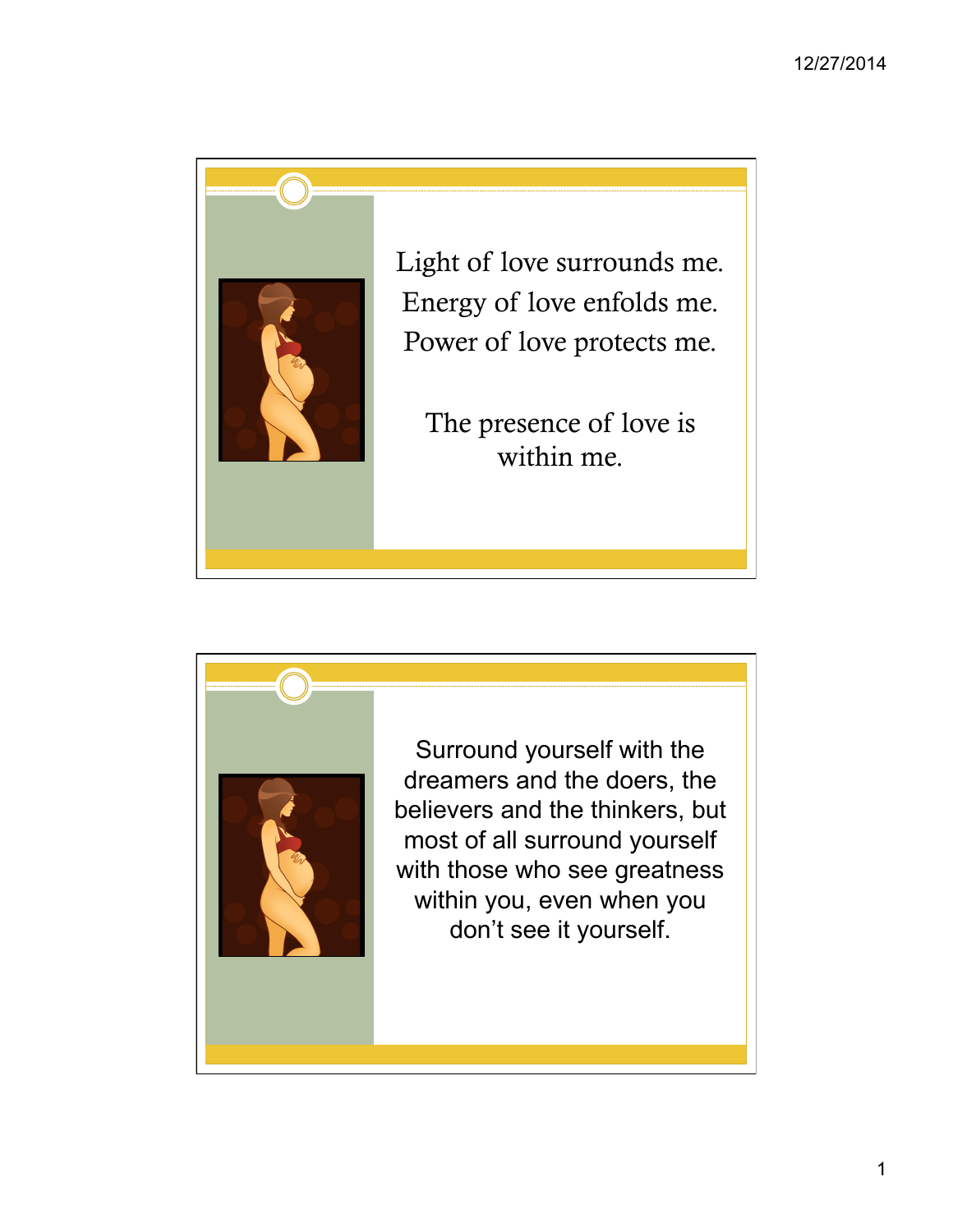Light of love surrounds me.
Energy of love enfolds me.
Power of love protects me.

The presence of love is within me.

---

Surround yourself with the dreamers and the doers, the believers and the thinkers, but most of all surround yourself with those who see greatness within you, even when you don't see it yourself.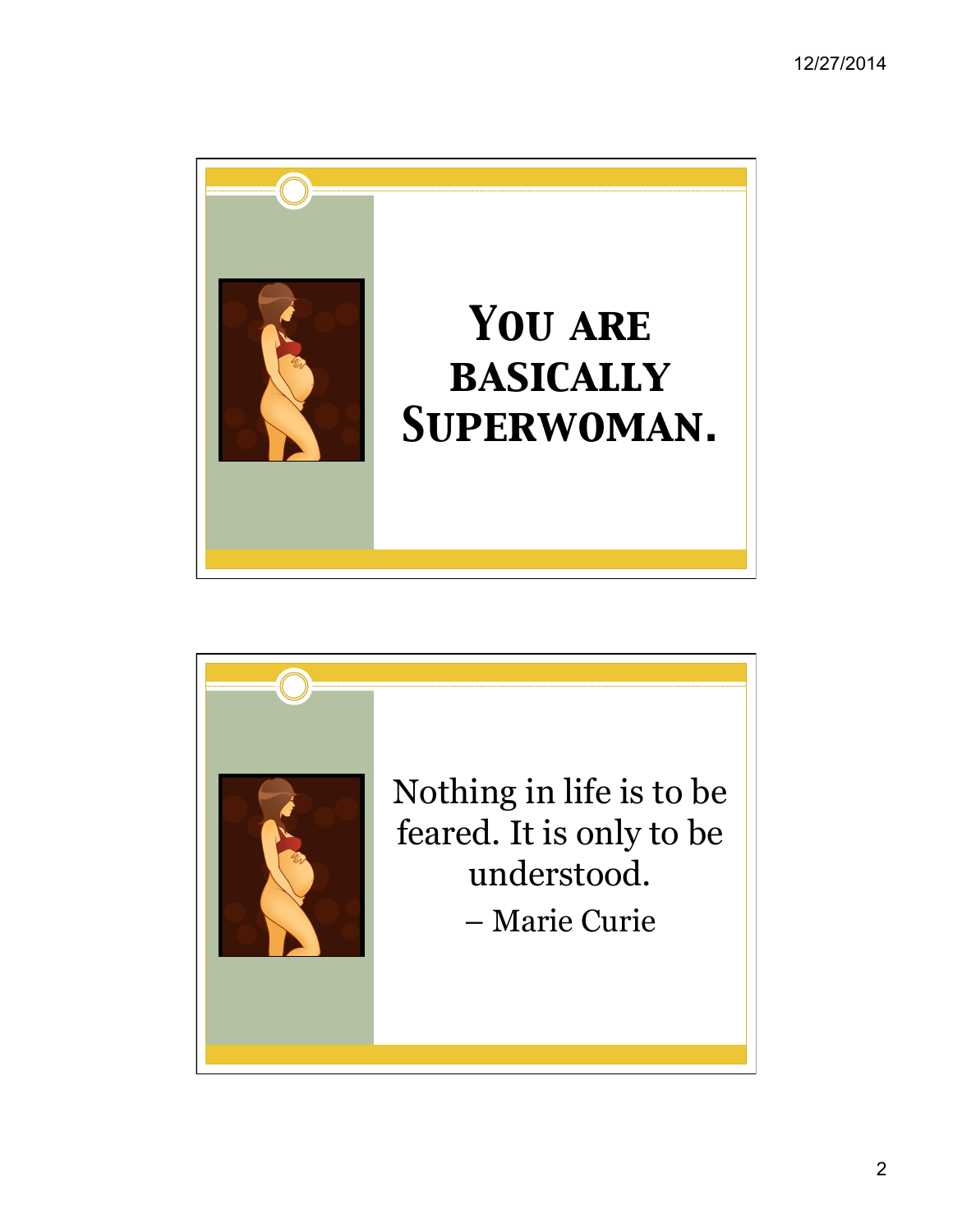# You are basically Superwoman.

Nothing in life is to be feared. It is only to be understood.

– Marie Curie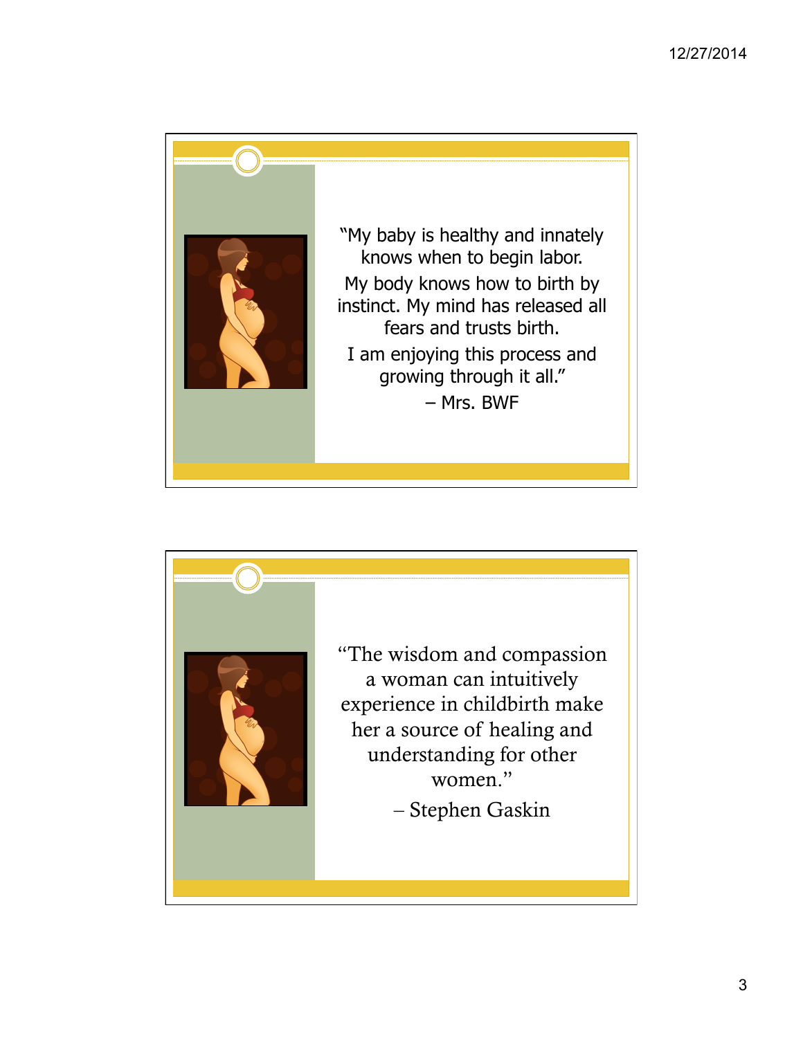"My baby is healthy and innately knows when to begin labor.

My body knows how to birth by instinct. My mind has released all fears and trusts birth.

I am enjoying this process and growing through it all."

– Mrs. BWF

"The wisdom and compassion a woman can intuitively experience in childbirth make her a source of healing and understanding for other women."

– Stephen Gaskin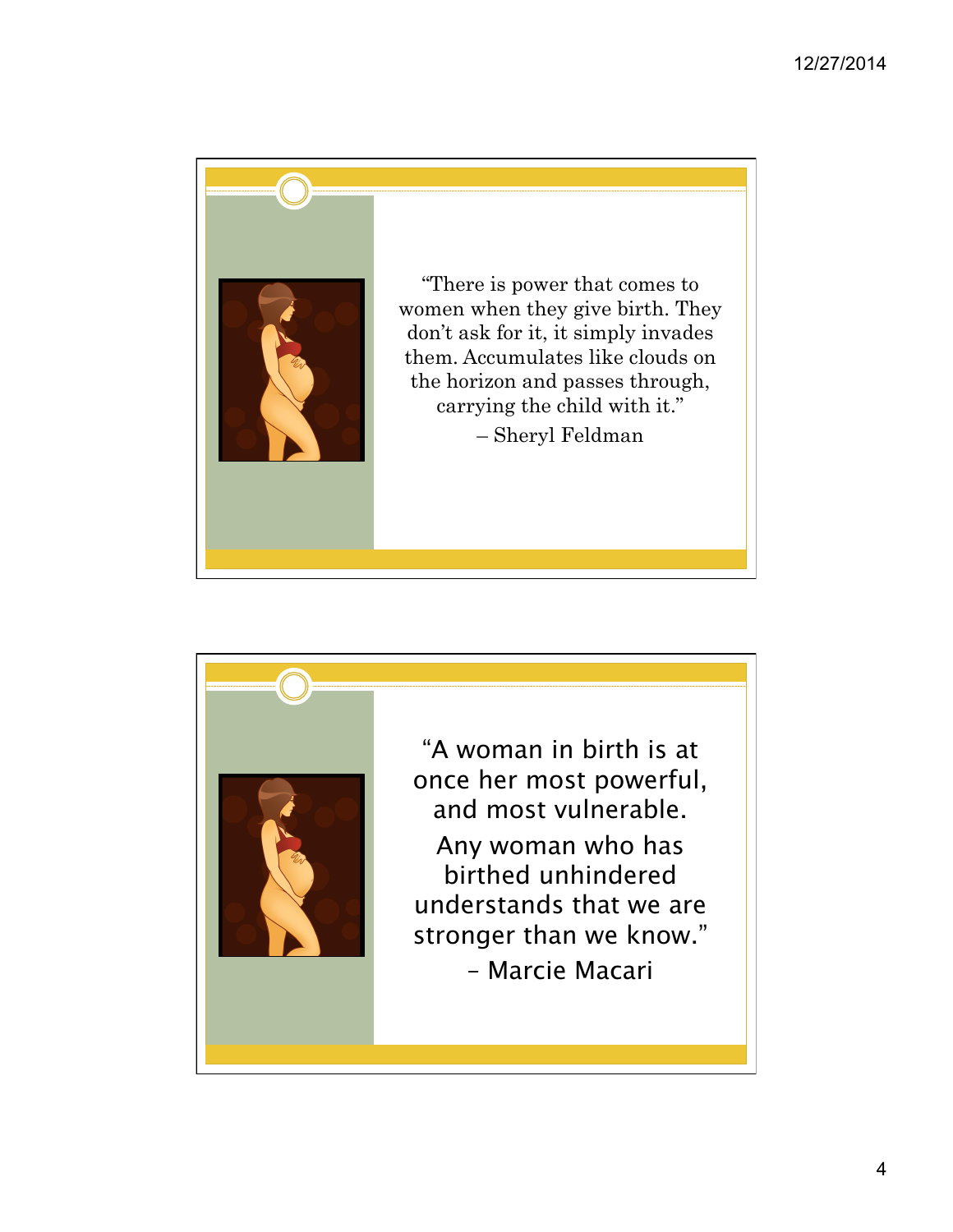"There is power that comes to women when they give birth. They don't ask for it, it simply invades them. Accumulates like clouds on the horizon and passes through, carrying the child with it."

– Sheryl Feldman

---

"A woman in birth is at once her most powerful, and most vulnerable.

Any woman who has birthed unhindered understands that we are stronger than we know."

– Marcie Macari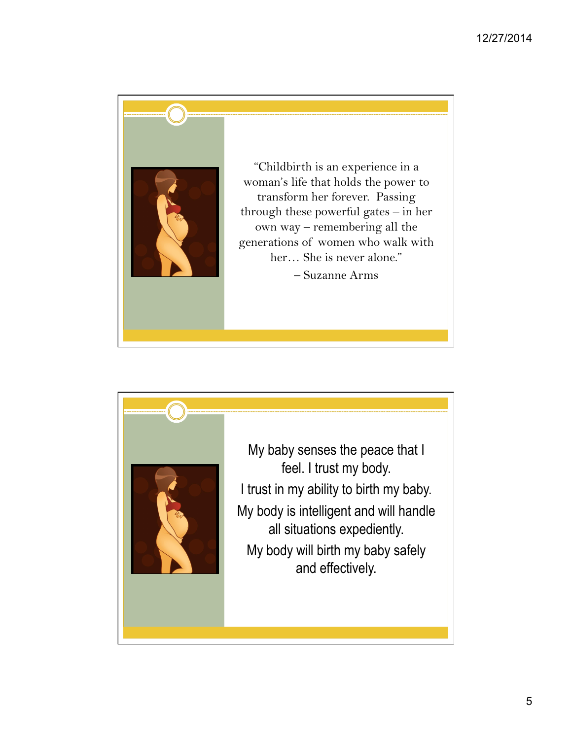"Childbirth is an experience in a woman's life that holds the power to transform her forever. Passing through these powerful gates – in her own way – remembering all the generations of women who walk with her… She is never alone."

– Suzanne Arms

---

My baby senses the peace that I feel. I trust my body.

I trust in my ability to birth my baby.

My body is intelligent and will handle all situations expediently.

My body will birth my baby safely and effectively.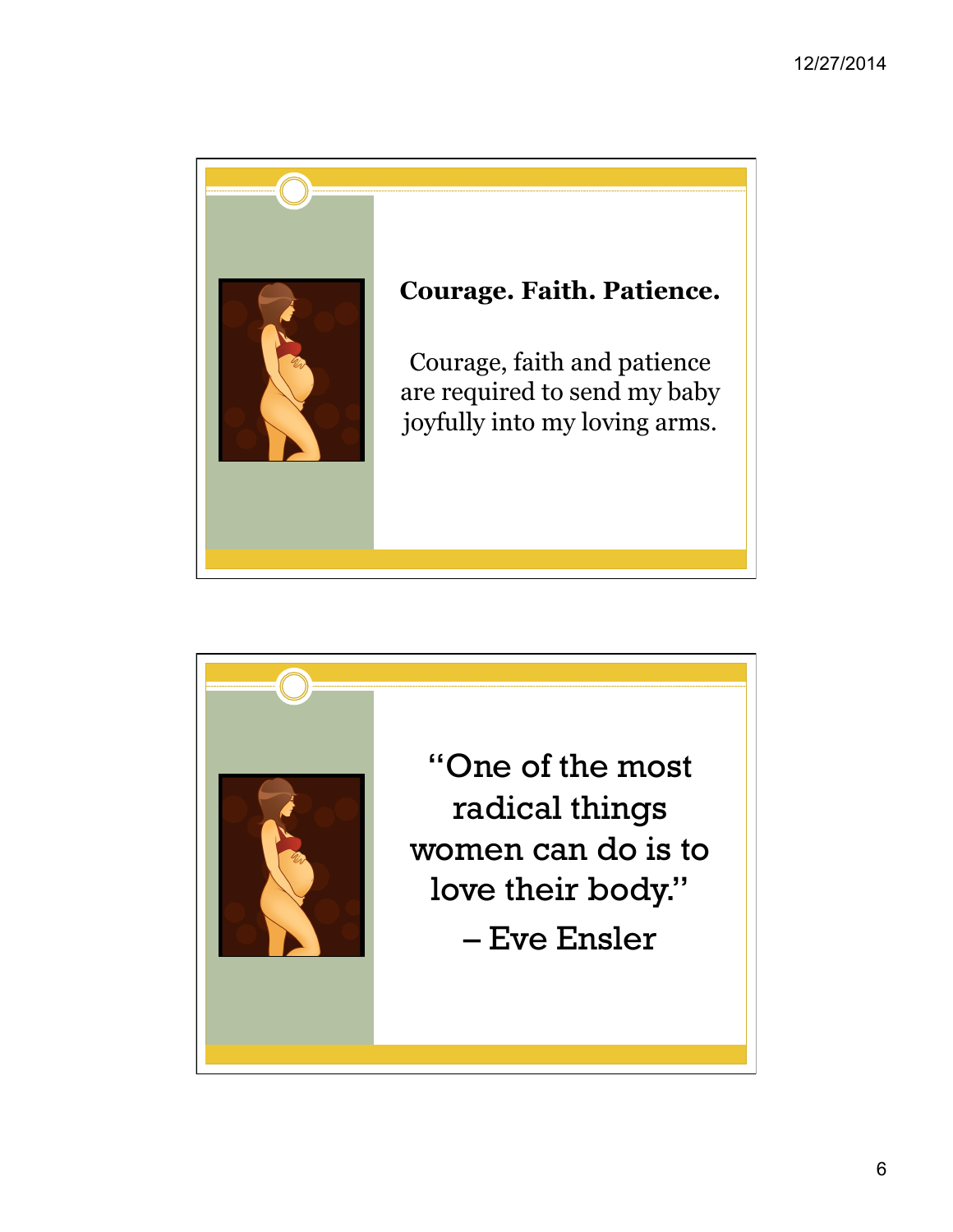**Courage. Faith. Patience.**

Courage, faith and patience are required to send my baby joyfully into my loving arms.

"One of the most radical things women can do is to love their body."

– Eve Ensler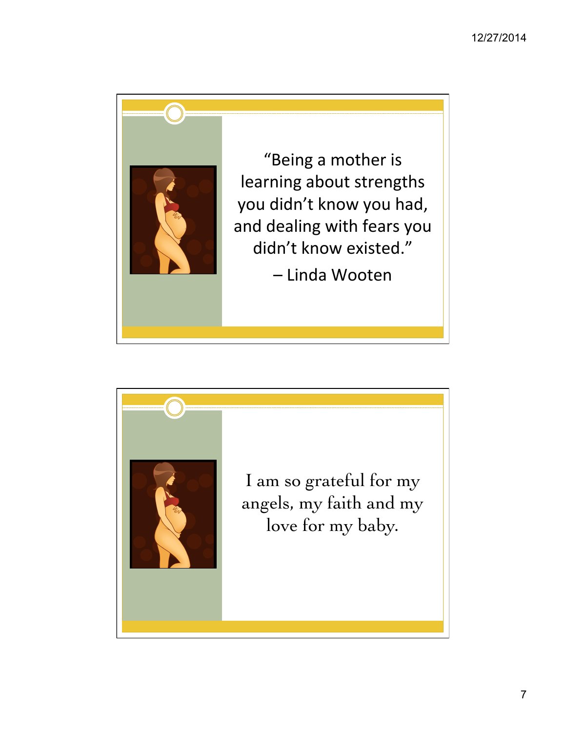"Being a mother is learning about strengths you didn't know you had, and dealing with fears you didn't know existed."

– Linda Wooten

I am so grateful for my angels, my faith and my love for my baby.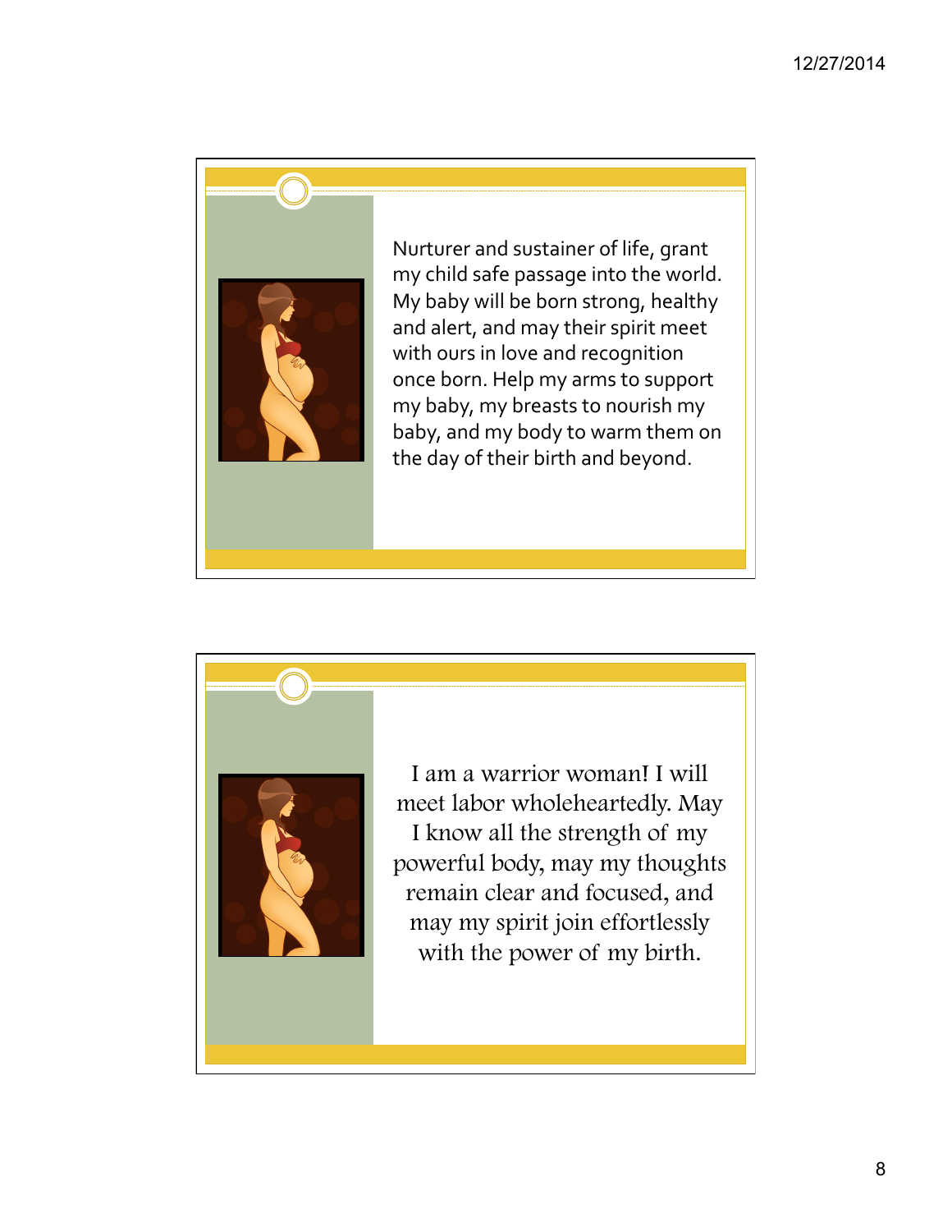Nurturer and sustainer of life, grant my child safe passage into the world. My baby will be born strong, healthy and alert, and may their spirit meet with ours in love and recognition once born. Help my arms to support my baby, my breasts to nourish my baby, and my body to warm them on the day of their birth and beyond.

I am a warrior woman! I will meet labor wholeheartedly. May I know all the strength of my powerful body, may my thoughts remain clear and focused, and may my spirit join effortlessly with the power of my birth.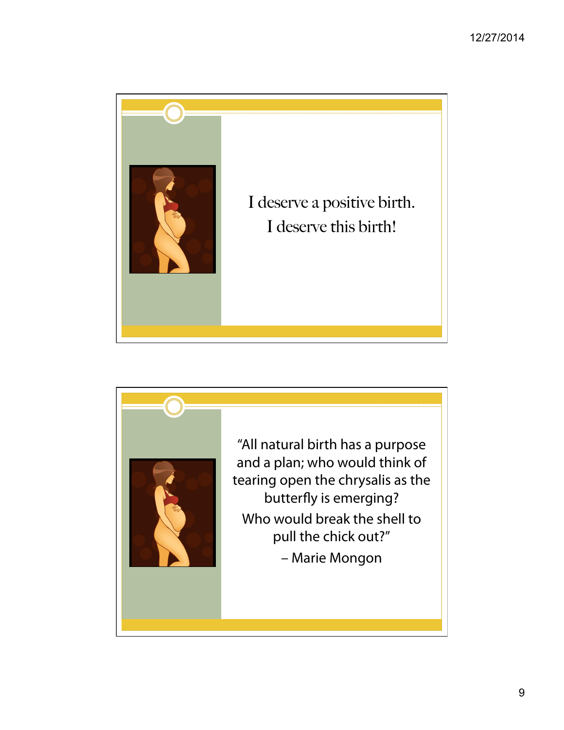I deserve a positive birth.

I deserve this birth!

"All natural birth has a purpose and a plan; who would think of tearing open the chrysalis as the butterfly is emerging?

Who would break the shell to pull the chick out?"

– Marie Mongon